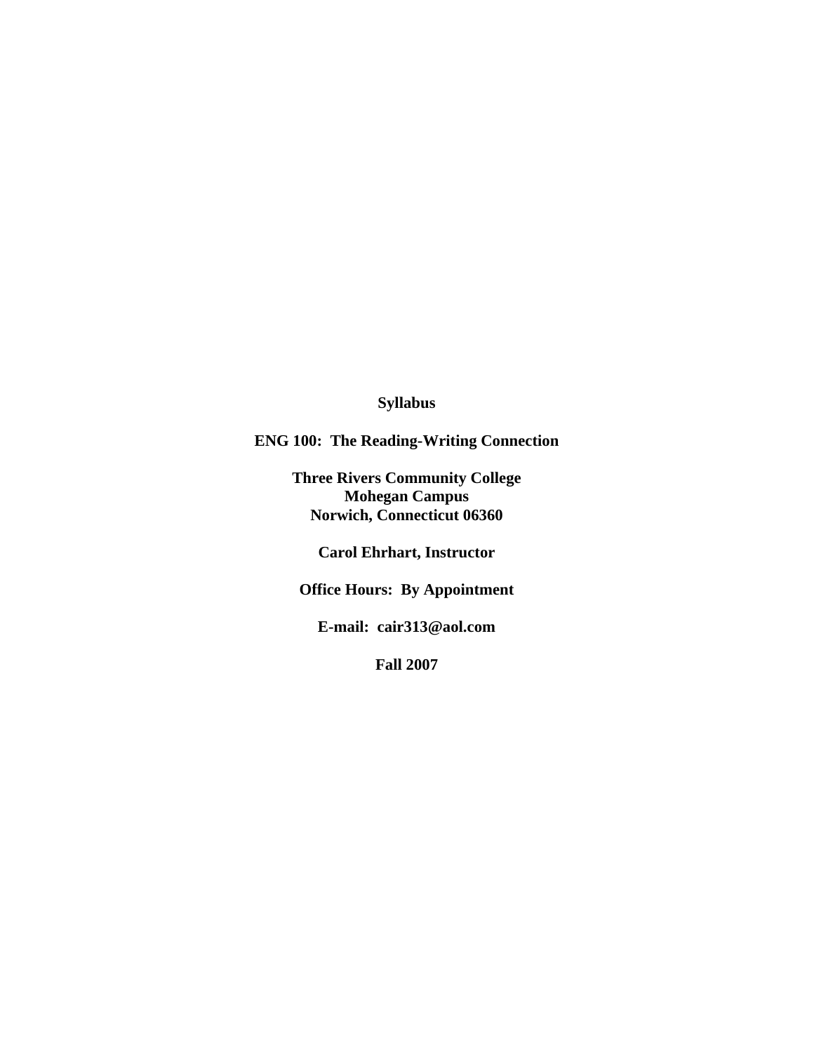**Syllabus**

**ENG 100: The Reading-Writing Connection**

**Three Rivers Community College**
**Mohegan Campus**
**Norwich, Connecticut 06360**

**Carol Ehrhart, Instructor**

**Office Hours: By Appointment**

**E-mail: cair313@aol.com**

**Fall 2007**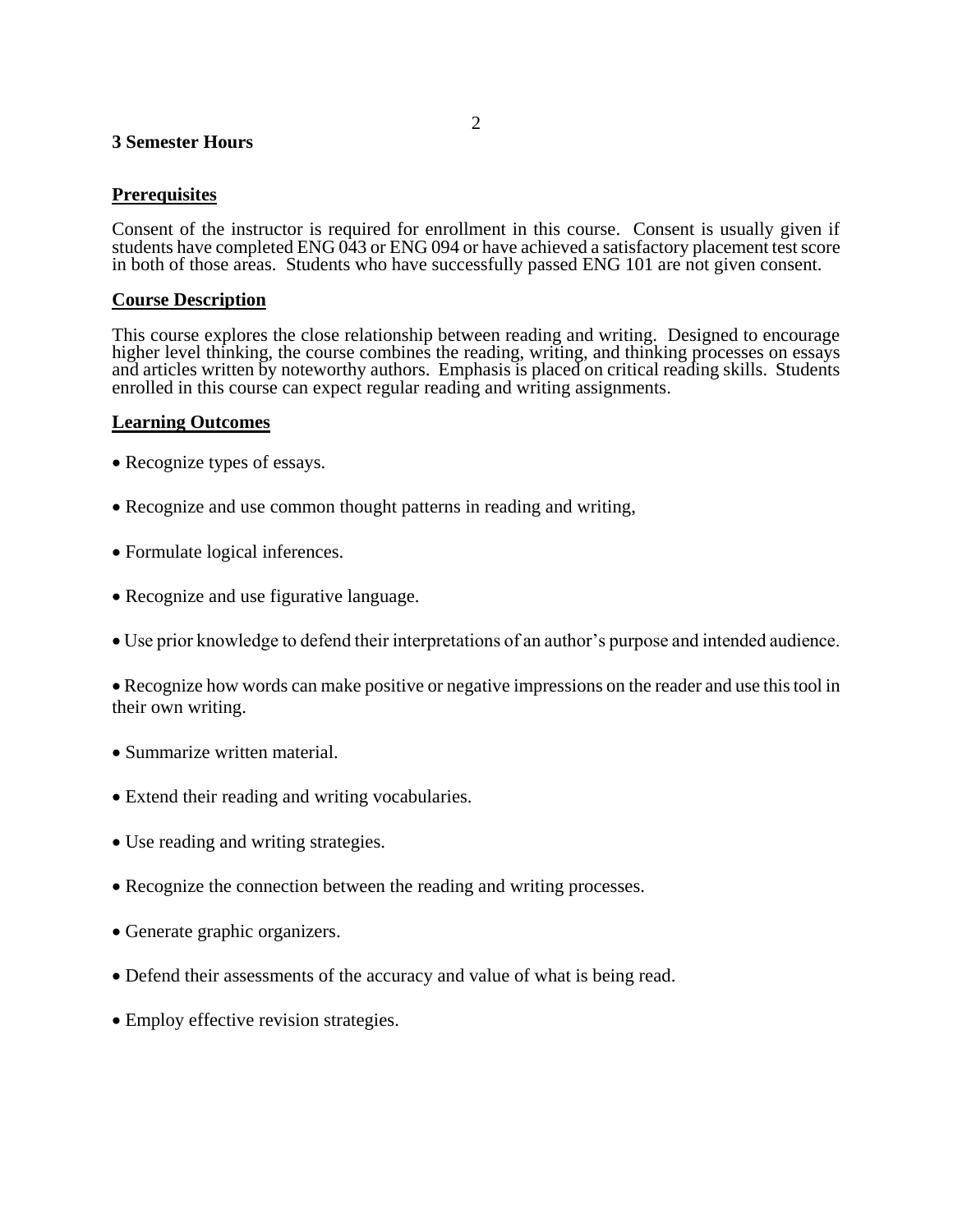**3 Semester Hours**

## Prerequisites

Consent of the instructor is required for enrollment in this course. Consent is usually given if students have completed ENG 043 or ENG 094 or have achieved a satisfactory placement test score in both of those areas. Students who have successfully passed ENG 101 are not given consent.

## Course Description

This course explores the close relationship between reading and writing. Designed to encourage higher level thinking, the course combines the reading, writing, and thinking processes on essays and articles written by noteworthy authors. Emphasis is placed on critical reading skills. Students enrolled in this course can expect regular reading and writing assignments.

## Learning Outcomes

- Recognize types of essays.
- Recognize and use common thought patterns in reading and writing,
- Formulate logical inferences.
- Recognize and use figurative language.
- Use prior knowledge to defend their interpretations of an author's purpose and intended audience.
- Recognize how words can make positive or negative impressions on the reader and use this tool in their own writing.
- Summarize written material.
- Extend their reading and writing vocabularies.
- Use reading and writing strategies.
- Recognize the connection between the reading and writing processes.
- Generate graphic organizers.
- Defend their assessments of the accuracy and value of what is being read.
- Employ effective revision strategies.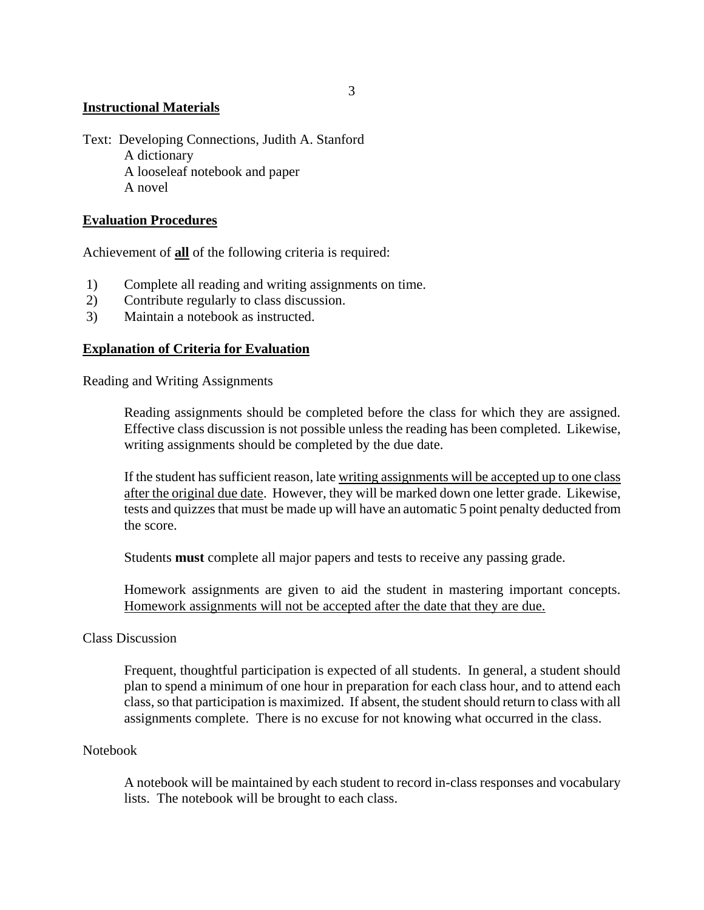## Instructional Materials

Text: Developing Connections, Judith A. Stanford
A dictionary
A looseleaf notebook and paper
A novel

## Evaluation Procedures

Achievement of **all** of the following criteria is required:

1) Complete all reading and writing assignments on time.
2) Contribute regularly to class discussion.
3) Maintain a notebook as instructed.

## Explanation of Criteria for Evaluation

Reading and Writing Assignments

Reading assignments should be completed before the class for which they are assigned. Effective class discussion is not possible unless the reading has been completed. Likewise, writing assignments should be completed by the due date.

If the student has sufficient reason, late writing assignments will be accepted up to one class after the original due date. However, they will be marked down one letter grade. Likewise, tests and quizzes that must be made up will have an automatic 5 point penalty deducted from the score.

Students **must** complete all major papers and tests to receive any passing grade.

Homework assignments are given to aid the student in mastering important concepts. Homework assignments will not be accepted after the date that they are due.

Class Discussion

Frequent, thoughtful participation is expected of all students. In general, a student should plan to spend a minimum of one hour in preparation for each class hour, and to attend each class, so that participation is maximized. If absent, the student should return to class with all assignments complete. There is no excuse for not knowing what occurred in the class.

Notebook

A notebook will be maintained by each student to record in-class responses and vocabulary lists. The notebook will be brought to each class.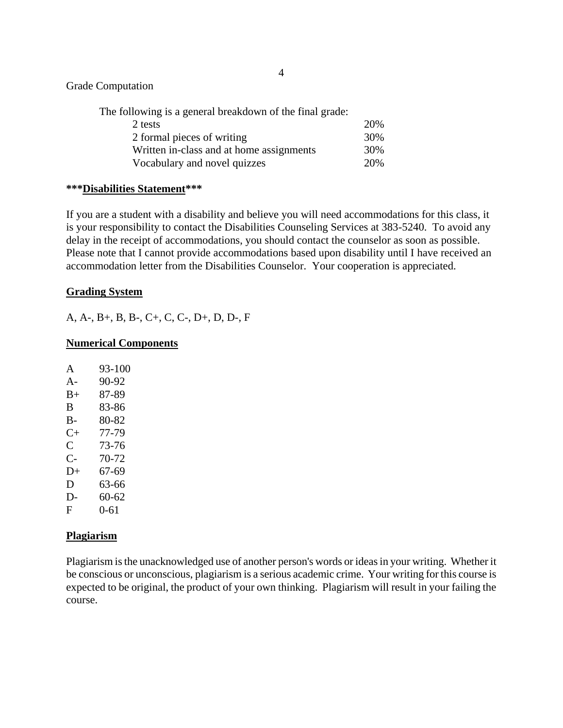Grade Computation

The following is a general breakdown of the final grade:

| | |
|---|---|
| 2 tests | 20% |
| 2 formal pieces of writing | 30% |
| Written in-class and at home assignments | 30% |
| Vocabulary and novel quizzes | 20% |

***Disabilities Statement***

If you are a student with a disability and believe you will need accommodations for this class, it is your responsibility to contact the Disabilities Counseling Services at 383-5240. To avoid any delay in the receipt of accommodations, you should contact the counselor as soon as possible. Please note that I cannot provide accommodations based upon disability until I have received an accommodation letter from the Disabilities Counselor. Your cooperation is appreciated.

**Grading System**

A, A-, B+, B, B-, C+, C, C-, D+, D, D-, F

**Numerical Components**

| | |
|---|---|
| A | 93-100 |
| A- | 90-92 |
| B+ | 87-89 |
| B | 83-86 |
| B- | 80-82 |
| C+ | 77-79 |
| C | 73-76 |
| C- | 70-72 |
| D+ | 67-69 |
| D | 63-66 |
| D- | 60-62 |
| F | 0-61 |

**Plagiarism**

Plagiarism is the unacknowledged use of another person's words or ideas in your writing. Whether it be conscious or unconscious, plagiarism is a serious academic crime. Your writing for this course is expected to be original, the product of your own thinking. Plagiarism will result in your failing the course.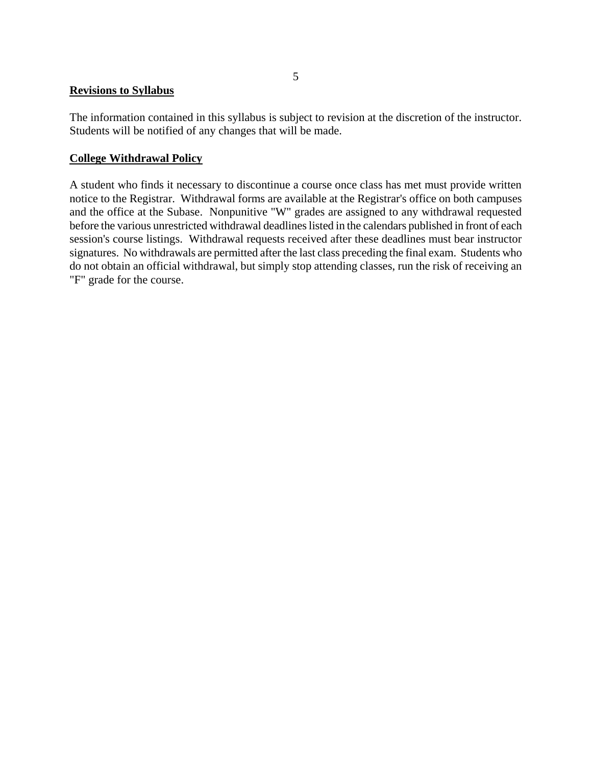**Revisions to Syllabus**

The information contained in this syllabus is subject to revision at the discretion of the instructor. Students will be notified of any changes that will be made.

**College Withdrawal Policy**

A student who finds it necessary to discontinue a course once class has met must provide written notice to the Registrar. Withdrawal forms are available at the Registrar's office on both campuses and the office at the Subase. Nonpunitive "W" grades are assigned to any withdrawal requested before the various unrestricted withdrawal deadlines listed in the calendars published in front of each session's course listings. Withdrawal requests received after these deadlines must bear instructor signatures. No withdrawals are permitted after the last class preceding the final exam. Students who do not obtain an official withdrawal, but simply stop attending classes, run the risk of receiving an "F" grade for the course.